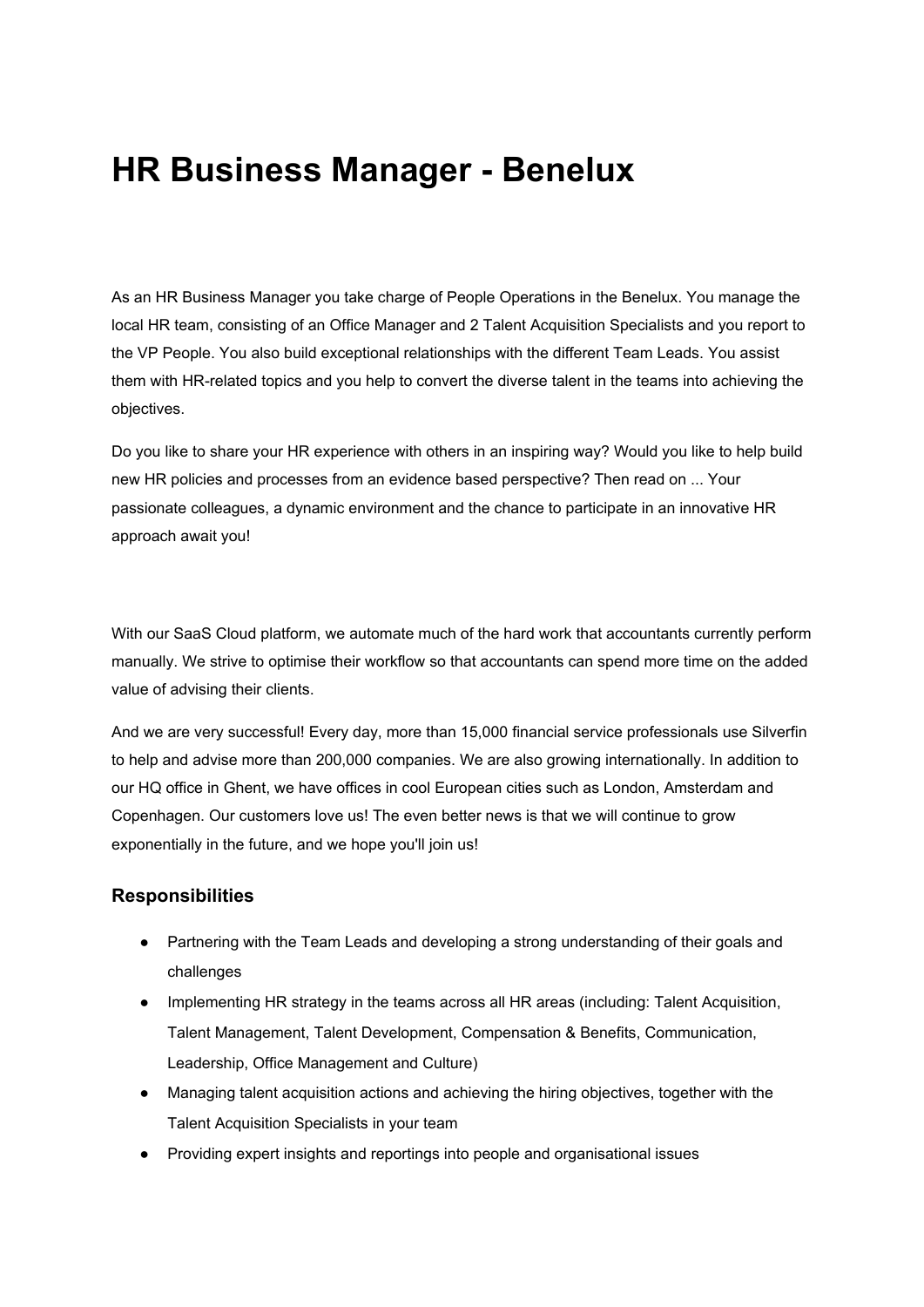# HR Business Manager - Benelux

As an HR Business Manager you take charge of People Operations in the Benelux. You manage the local HR team, consisting of an Office Manager and 2 Talent Acquisition Specialists and you report to the VP People. You also build exceptional relationships with the different Team Leads. You assist them with HR-related topics and you help to convert the diverse talent in the teams into achieving the objectives.

Do you like to share your HR experience with others in an inspiring way? Would you like to help build new HR policies and processes from an evidence based perspective? Then read on ... Your passionate colleagues, a dynamic environment and the chance to participate in an innovative HR approach await you!

With our SaaS Cloud platform, we automate much of the hard work that accountants currently perform manually. We strive to optimise their workflow so that accountants can spend more time on the added value of advising their clients.

And we are very successful! Every day, more than 15,000 financial service professionals use Silverfin to help and advise more than 200,000 companies. We are also growing internationally. In addition to our HQ office in Ghent, we have offices in cool European cities such as London, Amsterdam and Copenhagen. Our customers love us! The even better news is that we will continue to grow exponentially in the future, and we hope you'll join us!

## Responsibilities

- Partnering with the Team Leads and developing a strong understanding of their goals and challenges
- Implementing HR strategy in the teams across all HR areas (including: Talent Acquisition, Talent Management, Talent Development, Compensation & Benefits, Communication, Leadership, Office Management and Culture)
- Managing talent acquisition actions and achieving the hiring objectives, together with the Talent Acquisition Specialists in your team
- Providing expert insights and reportings into people and organisational issues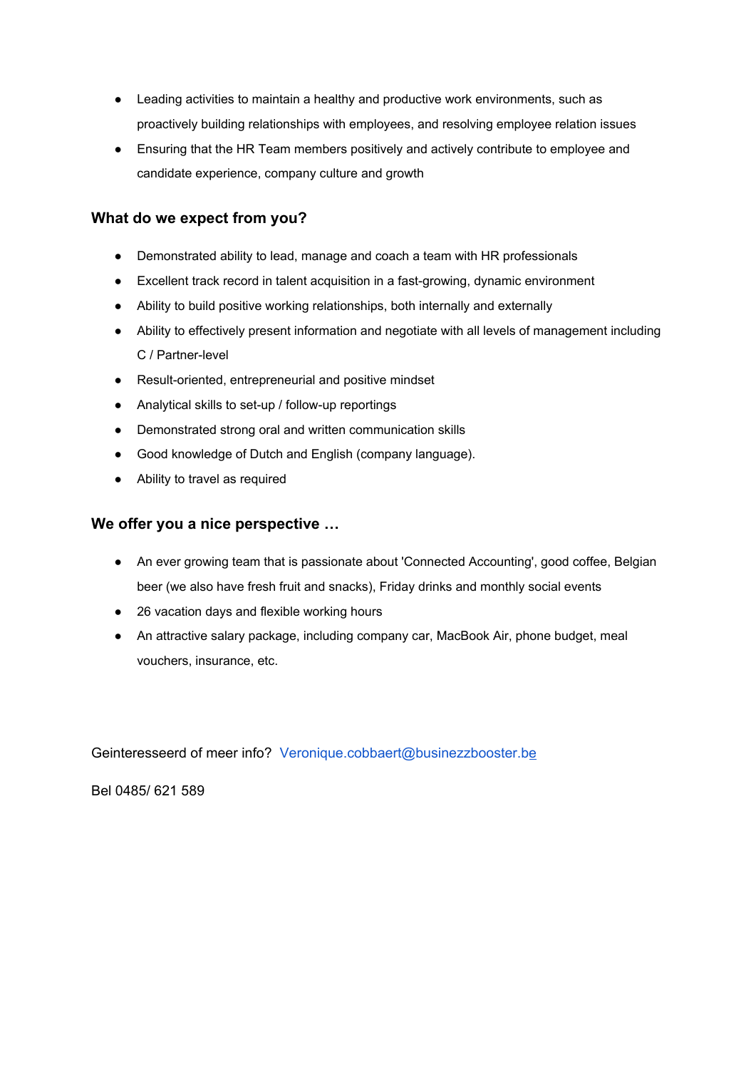- Leading activities to maintain a healthy and productive work environments, such as proactively building relationships with employees, and resolving employee relation issues
- Ensuring that the HR Team members positively and actively contribute to employee and candidate experience, company culture and growth

### What do we expect from you?

- Demonstrated ability to lead, manage and coach a team with HR professionals
- Excellent track record in talent acquisition in a fast-growing, dynamic environment
- Ability to build positive working relationships, both internally and externally
- Ability to effectively present information and negotiate with all levels of management including C / Partner-level
- Result-oriented, entrepreneurial and positive mindset
- Analytical skills to set-up / follow-up reportings
- Demonstrated strong oral and written communication skills
- Good knowledge of Dutch and English (company language).
- Ability to travel as required

### We offer you a nice perspective …

- An ever growing team that is passionate about 'Connected Accounting', good coffee, Belgian beer (we also have fresh fruit and snacks), Friday drinks and monthly social events
- 26 vacation days and flexible working hours
- An attractive salary package, including company car, MacBook Air, phone budget, meal vouchers, insurance, etc.

Geinteresseerd of meer info? Veronique.cobbaert@businezzbooster.be

Bel 0485/ 621 589